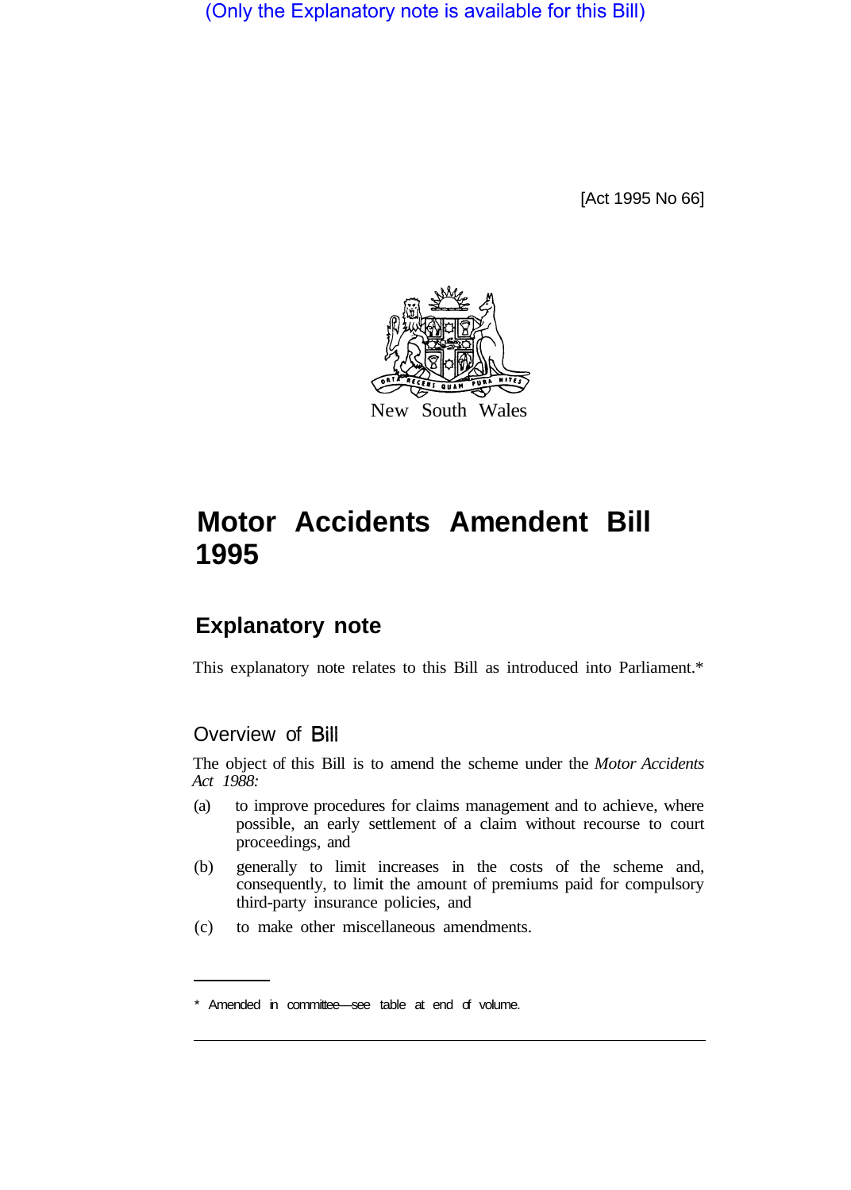(Only the Explanatory note is available for this Bill)

[Act 1995 No 66]

New South Wales

# Motor Accidents Amendment Bill 1995

## Explanatory note

This explanatory note relates to this Bill as introduced into Parliament.*

### Overview of Bill

The object of this Bill is to amend the scheme under the *Motor Accidents Act 1988:*

(a) to improve procedures for claims management and to achieve, where possible, an early settlement of a claim without recourse to court proceedings, and

(b) generally to limit increases in the costs of the scheme and, consequently, to limit the amount of premiums paid for compulsory third-party insurance policies, and

(c) to make other miscellaneous amendments.

---

* Amended in committee—see table at end of volume.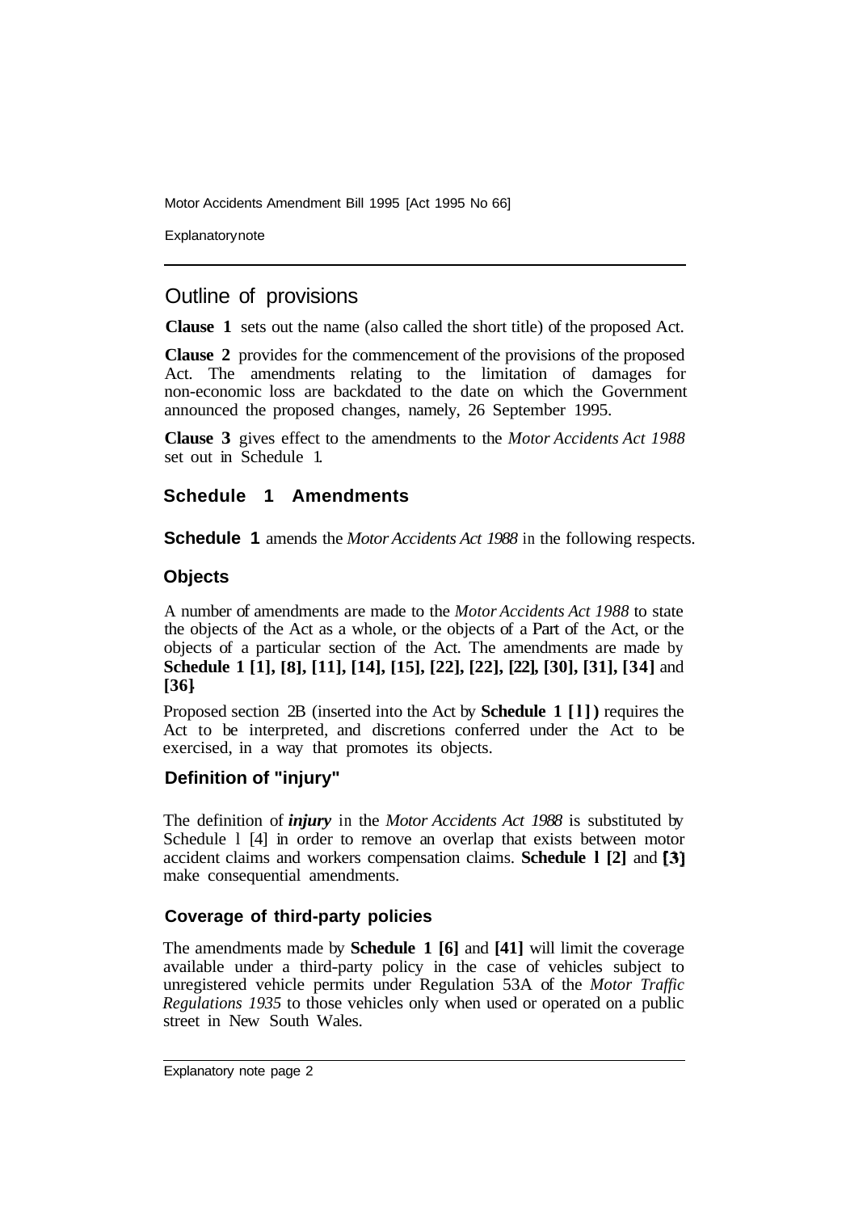## Outline of provisions

**Clause 1** sets out the name (also called the short title) of the proposed Act.

**Clause 2** provides for the commencement of the provisions of the proposed Act. The amendments relating to the limitation of damages for non-economic loss are backdated to the date on which the Government announced the proposed changes, namely, 26 September 1995.

**Clause 3** gives effect to the amendments to the *Motor Accidents Act 1988* set out in Schedule 1.

### Schedule 1 Amendments

**Schedule 1** amends the *Motor Accidents Act 1988* in the following respects.

#### Objects

A number of amendments are made to the *Motor Accidents Act 1988* to state the objects of the Act as a whole, or the objects of a Part of the Act, or the objects of a particular section of the Act. The amendments are made by **Schedule 1 [1], [8], [11], [14], [15], [22], [22], [22], [30], [31], [34]** and **[36]**.

Proposed section 2B (inserted into the Act by **Schedule 1 [1])** requires the Act to be interpreted, and discretions conferred under the Act to be exercised, in a way that promotes its objects.

#### Definition of "injury"

The definition of ***injury*** in the *Motor Accidents Act 1988* is substituted by Schedule 1 [4] in order to remove an overlap that exists between motor accident claims and workers compensation claims. **Schedule 1 [2]** and **[3]** make consequential amendments.

#### Coverage of third-party policies

The amendments made by **Schedule 1 [6]** and **[41]** will limit the coverage available under a third-party policy in the case of vehicles subject to unregistered vehicle permits under Regulation 53A of the *Motor Traffic Regulations 1935* to those vehicles only when used or operated on a public street in New South Wales.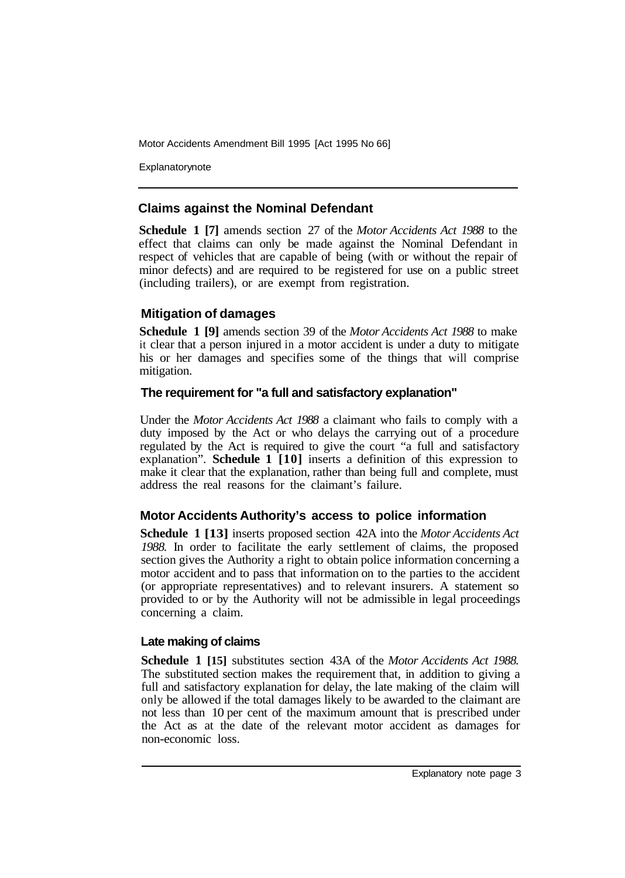## Claims against the Nominal Defendant

**Schedule 1 [7]** amends section 27 of the *Motor Accidents Act 1988* to the effect that claims can only be made against the Nominal Defendant in respect of vehicles that are capable of being (with or without the repair of minor defects) and are required to be registered for use on a public street (including trailers), or are exempt from registration.

## Mitigation of damages

**Schedule 1 [9]** amends section 39 of the *Motor Accidents Act 1988* to make it clear that a person injured in a motor accident is under a duty to mitigate his or her damages and specifies some of the things that will comprise mitigation.

## The requirement for "a full and satisfactory explanation"

Under the *Motor Accidents Act 1988* a claimant who fails to comply with a duty imposed by the Act or who delays the carrying out of a procedure regulated by the Act is required to give the court "a full and satisfactory explanation". **Schedule 1 [10]** inserts a definition of this expression to make it clear that the explanation, rather than being full and complete, must address the real reasons for the claimant's failure.

## Motor Accidents Authority's access to police information

**Schedule 1 [13]** inserts proposed section 42A into the *Motor Accidents Act 1988*. In order to facilitate the early settlement of claims, the proposed section gives the Authority a right to obtain police information concerning a motor accident and to pass that information on to the parties to the accident (or appropriate representatives) and to relevant insurers. A statement so provided to or by the Authority will not be admissible in legal proceedings concerning a claim.

## Late making of claims

**Schedule 1 [15]** substitutes section 43A of the *Motor Accidents Act 1988*. The substituted section makes the requirement that, in addition to giving a full and satisfactory explanation for delay, the late making of the claim will only be allowed if the total damages likely to be awarded to the claimant are not less than 10 per cent of the maximum amount that is prescribed under the Act as at the date of the relevant motor accident as damages for non-economic loss.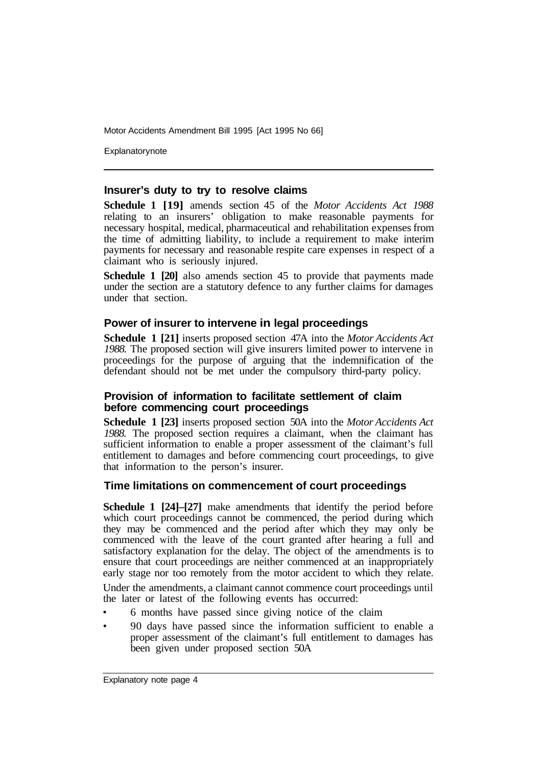## Insurer's duty to try to resolve claims

**Schedule 1 [19]** amends section 45 of the *Motor Accidents Act 1988* relating to an insurers' obligation to make reasonable payments for necessary hospital, medical, pharmaceutical and rehabilitation expenses from the time of admitting liability, to include a requirement to make interim payments for necessary and reasonable respite care expenses in respect of a claimant who is seriously injured.

**Schedule 1 [20]** also amends section 45 to provide that payments made under the section are a statutory defence to any further claims for damages under that section.

## Power of insurer to intervene in legal proceedings

**Schedule 1 [21]** inserts proposed section 47A into the *Motor Accidents Act 1988*. The proposed section will give insurers limited power to intervene in proceedings for the purpose of arguing that the indemnification of the defendant should not be met under the compulsory third-party policy.

## Provision of information to facilitate settlement of claim before commencing court proceedings

**Schedule 1 [23]** inserts proposed section 50A into the *Motor Accidents Act 1988*. The proposed section requires a claimant, when the claimant has sufficient information to enable a proper assessment of the claimant's full entitlement to damages and before commencing court proceedings, to give that information to the person's insurer.

## Time limitations on commencement of court proceedings

**Schedule 1 [24]–[27]** make amendments that identify the period before which court proceedings cannot be commenced, the period during which they may be commenced and the period after which they may only be commenced with the leave of the court granted after hearing a full and satisfactory explanation for the delay. The object of the amendments is to ensure that court proceedings are neither commenced at an inappropriately early stage nor too remotely from the motor accident to which they relate.

Under the amendments, a claimant cannot commence court proceedings until the later or latest of the following events has occurred:

- 6 months have passed since giving notice of the claim
- 90 days have passed since the information sufficient to enable a proper assessment of the claimant's full entitlement to damages has been given under proposed section 50A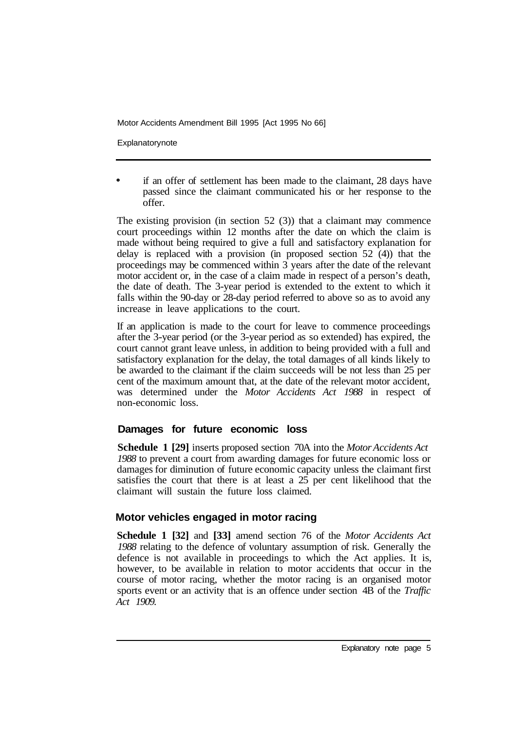- if an offer of settlement has been made to the claimant, 28 days have passed since the claimant communicated his or her response to the offer.

The existing provision (in section 52 (3)) that a claimant may commence court proceedings within 12 months after the date on which the claim is made without being required to give a full and satisfactory explanation for delay is replaced with a provision (in proposed section 52 (4)) that the proceedings may be commenced within 3 years after the date of the relevant motor accident or, in the case of a claim made in respect of a person's death, the date of death. The 3-year period is extended to the extent to which it falls within the 90-day or 28-day period referred to above so as to avoid any increase in leave applications to the court.

If an application is made to the court for leave to commence proceedings after the 3-year period (or the 3-year period as so extended) has expired, the court cannot grant leave unless, in addition to being provided with a full and satisfactory explanation for the delay, the total damages of all kinds likely to be awarded to the claimant if the claim succeeds will be not less than 25 per cent of the maximum amount that, at the date of the relevant motor accident, was determined under the *Motor Accidents Act 1988* in respect of non-economic loss.

## Damages for future economic loss

**Schedule 1 [29]** inserts proposed section 70A into the *Motor Accidents Act 1988* to prevent a court from awarding damages for future economic loss or damages for diminution of future economic capacity unless the claimant first satisfies the court that there is at least a 25 per cent likelihood that the claimant will sustain the future loss claimed.

## Motor vehicles engaged in motor racing

**Schedule 1 [32]** and **[33]** amend section 76 of the *Motor Accidents Act 1988* relating to the defence of voluntary assumption of risk. Generally the defence is not available in proceedings to which the Act applies. It is, however, to be available in relation to motor accidents that occur in the course of motor racing, whether the motor racing is an organised motor sports event or an activity that is an offence under section 4B of the *Traffic Act 1909*.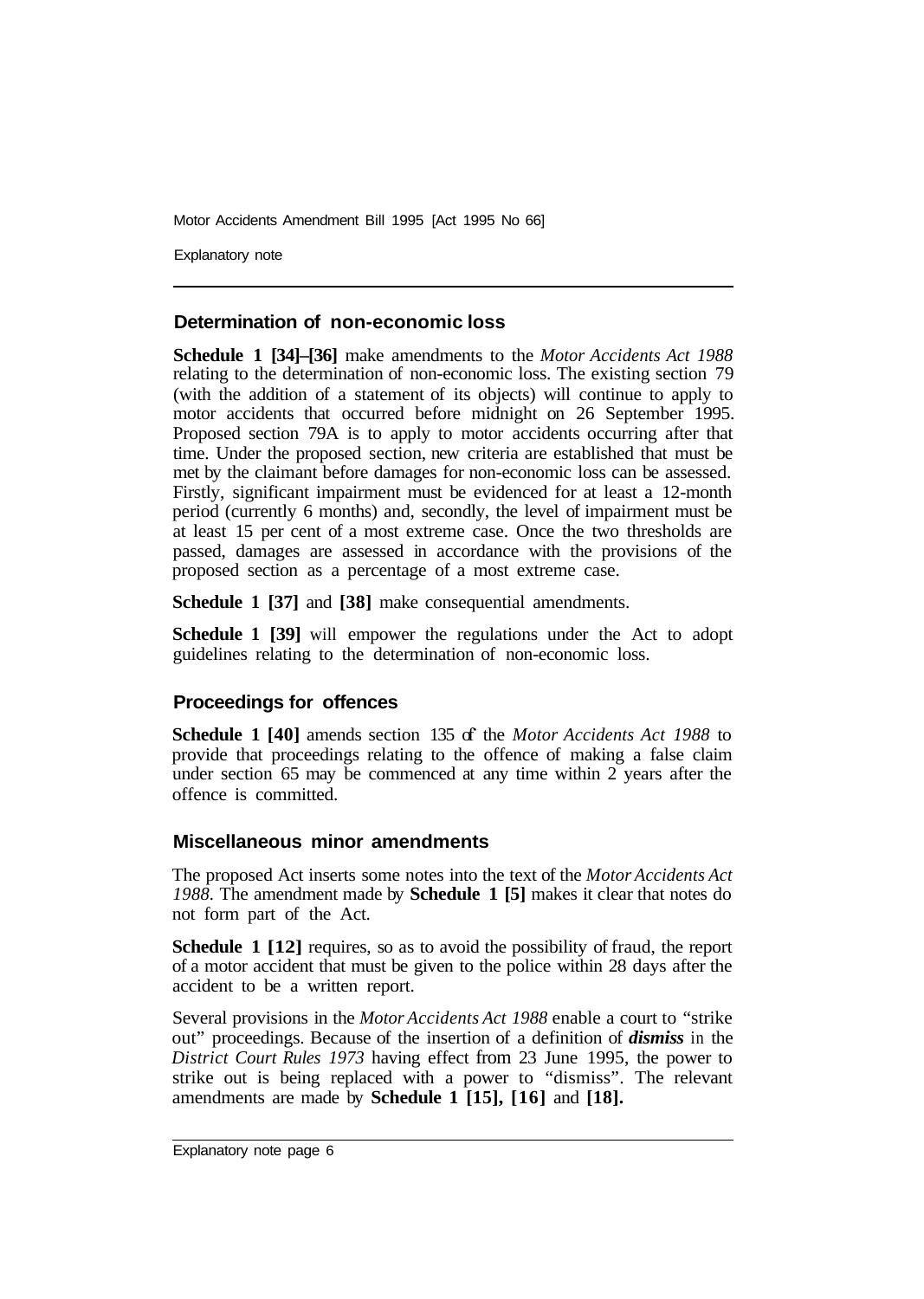## Determination of non-economic loss

**Schedule 1 [34]–[36]** make amendments to the *Motor Accidents Act 1988* relating to the determination of non-economic loss. The existing section 79 (with the addition of a statement of its objects) will continue to apply to motor accidents that occurred before midnight on 26 September 1995. Proposed section 79A is to apply to motor accidents occurring after that time. Under the proposed section, new criteria are established that must be met by the claimant before damages for non-economic loss can be assessed. Firstly, significant impairment must be evidenced for at least a 12-month period (currently 6 months) and, secondly, the level of impairment must be at least 15 per cent of a most extreme case. Once the two thresholds are passed, damages are assessed in accordance with the provisions of the proposed section as a percentage of a most extreme case.

**Schedule 1 [37]** and **[38]** make consequential amendments.

**Schedule 1 [39]** will empower the regulations under the Act to adopt guidelines relating to the determination of non-economic loss.

## Proceedings for offences

**Schedule 1 [40]** amends section 135 of the *Motor Accidents Act 1988* to provide that proceedings relating to the offence of making a false claim under section 65 may be commenced at any time within 2 years after the offence is committed.

## Miscellaneous minor amendments

The proposed Act inserts some notes into the text of the *Motor Accidents Act 1988*. The amendment made by **Schedule 1 [5]** makes it clear that notes do not form part of the Act.

**Schedule 1 [12]** requires, so as to avoid the possibility of fraud, the report of a motor accident that must be given to the police within 28 days after the accident to be a written report.

Several provisions in the *Motor Accidents Act 1988* enable a court to "strike out" proceedings. Because of the insertion of a definition of ***dismiss*** in the *District Court Rules 1973* having effect from 23 June 1995, the power to strike out is being replaced with a power to "dismiss". The relevant amendments are made by **Schedule 1 [15], [16]** and **[18].**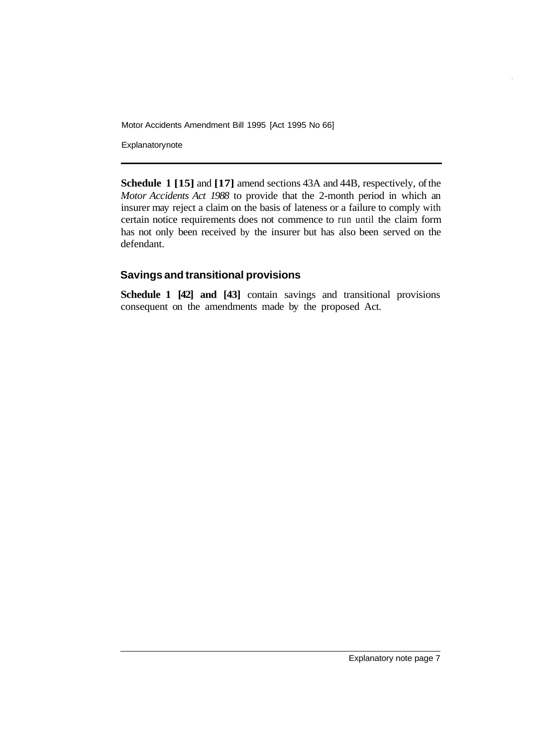**Schedule 1 [15]** and **[17]** amend sections 43A and 44B, respectively, of the *Motor Accidents Act 1988* to provide that the 2-month period in which an insurer may reject a claim on the basis of lateness or a failure to comply with certain notice requirements does not commence to run until the claim form has not only been received by the insurer but has also been served on the defendant.

## Savings and transitional provisions

**Schedule 1 [42] and [43]** contain savings and transitional provisions consequent on the amendments made by the proposed Act.